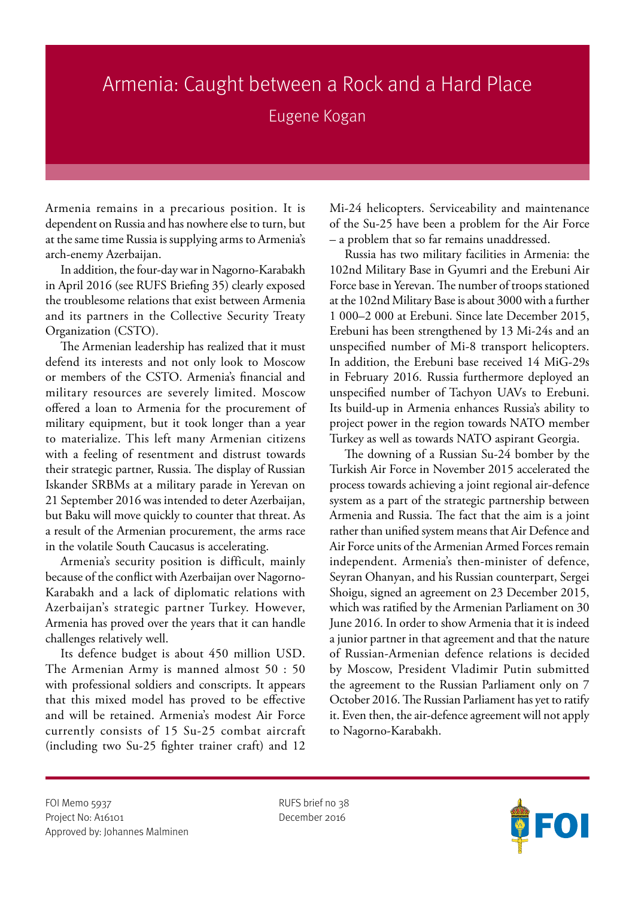# Armenia: Caught between a Rock and a Hard Place

Eugene Kogan

Armenia remains in a precarious position. It is dependent on Russia and has nowhere else to turn, but at the same time Russia is supplying arms to Armenia's arch-enemy Azerbaijan.

In addition, the four-day war in Nagorno-Karabakh in April 2016 (see RUFS Briefing 35) clearly exposed the troublesome relations that exist between Armenia and its partners in the Collective Security Treaty Organization (CSTO).

The Armenian leadership has realized that it must defend its interests and not only look to Moscow or members of the CSTO. Armenia's financial and military resources are severely limited. Moscow offered a loan to Armenia for the procurement of military equipment, but it took longer than a year to materialize. This left many Armenian citizens with a feeling of resentment and distrust towards their strategic partner, Russia. The display of Russian Iskander SRBMs at a military parade in Yerevan on 21 September 2016 was intended to deter Azerbaijan, but Baku will move quickly to counter that threat. As a result of the Armenian procurement, the arms race in the volatile South Caucasus is accelerating.

Armenia's security position is difficult, mainly because of the conflict with Azerbaijan over Nagorno-Karabakh and a lack of diplomatic relations with Azerbaijan's strategic partner Turkey. However, Armenia has proved over the years that it can handle challenges relatively well.

Its defence budget is about 450 million USD. The Armenian Army is manned almost 50 : 50 with professional soldiers and conscripts. It appears that this mixed model has proved to be effective and will be retained. Armenia's modest Air Force currently consists of 15 Su-25 combat aircraft (including two Su-25 fighter trainer craft) and 12 Mi-24 helicopters. Serviceability and maintenance of the Su-25 have been a problem for the Air Force – a problem that so far remains unaddressed.

Russia has two military facilities in Armenia: the 102nd Military Base in Gyumri and the Erebuni Air Force base in Yerevan. The number of troops stationed at the 102nd Military Base is about 3000 with a further 1 000–2 000 at Erebuni. Since late December 2015, Erebuni has been strengthened by 13 Mi-24s and an unspecified number of Mi-8 transport helicopters. In addition, the Erebuni base received 14 MiG-29s in February 2016. Russia furthermore deployed an unspecified number of Tachyon UAVs to Erebuni. Its build-up in Armenia enhances Russia's ability to project power in the region towards NATO member Turkey as well as towards NATO aspirant Georgia.

The downing of a Russian Su-24 bomber by the Turkish Air Force in November 2015 accelerated the process towards achieving a joint regional air-defence system as a part of the strategic partnership between Armenia and Russia. The fact that the aim is a joint rather than unified system means that Air Defence and Air Force units of the Armenian Armed Forces remain independent. Armenia's then-minister of defence, Seyran Ohanyan, and his Russian counterpart, Sergei Shoigu, signed an agreement on 23 December 2015, which was ratified by the Armenian Parliament on 30 June 2016. In order to show Armenia that it is indeed a junior partner in that agreement and that the nature of Russian-Armenian defence relations is decided by Moscow, President Vladimir Putin submitted the agreement to the Russian Parliament only on 7 October 2016. The Russian Parliament has yet to ratify it. Even then, the air-defence agreement will not apply to Nagorno-Karabakh.

FOI Memo 5937
Project No: A16101
Approved by: Johannes Malminen

RUFS brief no 38
December 2016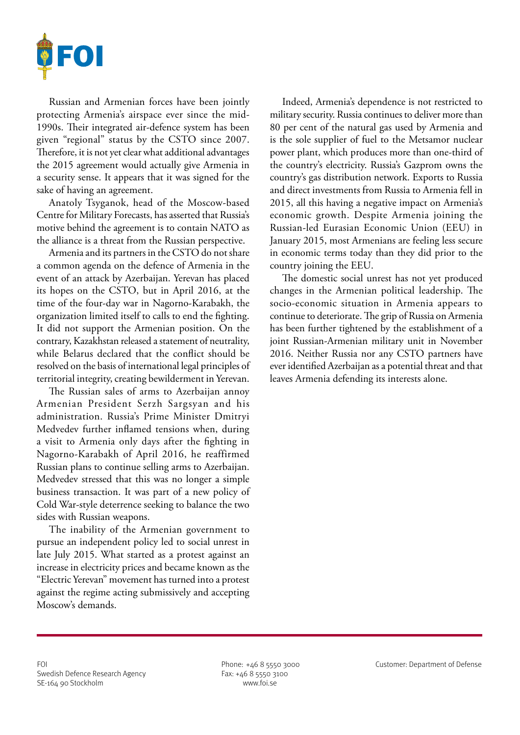Russian and Armenian forces have been jointly protecting Armenia's airspace ever since the mid-1990s. Their integrated air-defence system has been given "regional" status by the CSTO since 2007. Therefore, it is not yet clear what additional advantages the 2015 agreement would actually give Armenia in a security sense. It appears that it was signed for the sake of having an agreement.

Anatoly Tsyganok, head of the Moscow-based Centre for Military Forecasts, has asserted that Russia's motive behind the agreement is to contain NATO as the alliance is a threat from the Russian perspective.

Armenia and its partners in the CSTO do not share a common agenda on the defence of Armenia in the event of an attack by Azerbaijan. Yerevan has placed its hopes on the CSTO, but in April 2016, at the time of the four-day war in Nagorno-Karabakh, the organization limited itself to calls to end the fighting. It did not support the Armenian position. On the contrary, Kazakhstan released a statement of neutrality, while Belarus declared that the conflict should be resolved on the basis of international legal principles of territorial integrity, creating bewilderment in Yerevan.

The Russian sales of arms to Azerbaijan annoy Armenian President Serzh Sargsyan and his administration. Russia's Prime Minister Dmitryi Medvedev further inflamed tensions when, during a visit to Armenia only days after the fighting in Nagorno-Karabakh of April 2016, he reaffirmed Russian plans to continue selling arms to Azerbaijan. Medvedev stressed that this was no longer a simple business transaction. It was part of a new policy of Cold War-style deterrence seeking to balance the two sides with Russian weapons.

The inability of the Armenian government to pursue an independent policy led to social unrest in late July 2015. What started as a protest against an increase in electricity prices and became known as the "Electric Yerevan" movement has turned into a protest against the regime acting submissively and accepting Moscow's demands.

Indeed, Armenia's dependence is not restricted to military security. Russia continues to deliver more than 80 per cent of the natural gas used by Armenia and is the sole supplier of fuel to the Metsamor nuclear power plant, which produces more than one-third of the country's electricity. Russia's Gazprom owns the country's gas distribution network. Exports to Russia and direct investments from Russia to Armenia fell in 2015, all this having a negative impact on Armenia's economic growth. Despite Armenia joining the Russian-led Eurasian Economic Union (EEU) in January 2015, most Armenians are feeling less secure in economic terms today than they did prior to the country joining the EEU.

The domestic social unrest has not yet produced changes in the Armenian political leadership. The socio-economic situation in Armenia appears to continue to deteriorate. The grip of Russia on Armenia has been further tightened by the establishment of a joint Russian-Armenian military unit in November 2016. Neither Russia nor any CSTO partners have ever identified Azerbaijan as a potential threat and that leaves Armenia defending its interests alone.

FOI
Swedish Defence Research Agency
SE-164 90 Stockholm

Phone: +46 8 5550 3000
Fax: +46 8 5550 3100
www.foi.se

Customer: Department of Defense